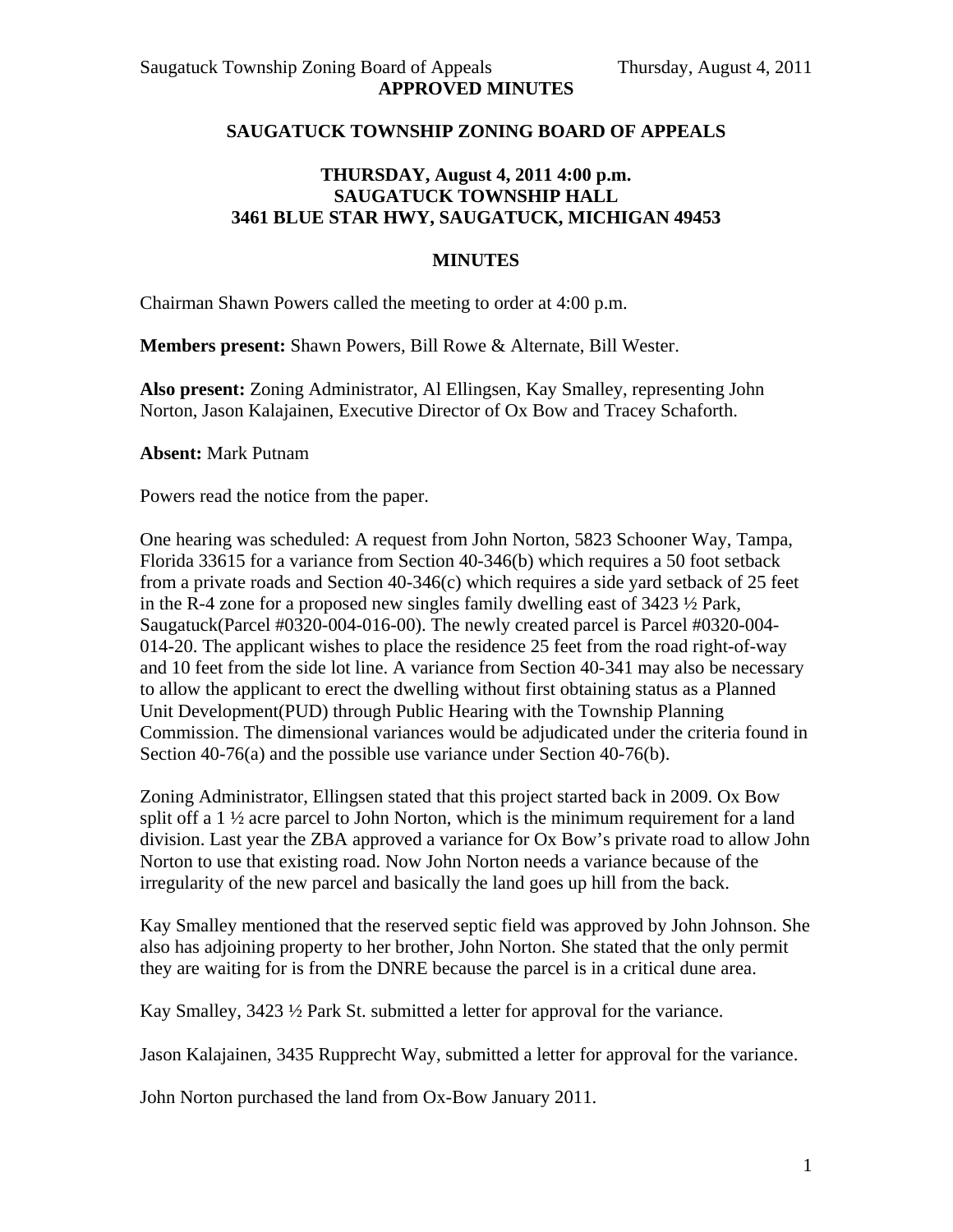**APPROVED MINUTES**

## SAUGATUCK TOWNSHIP ZONING BOARD OF APPEALS

### THURSDAY, August 4, 2011 4:00 p.m.
### SAUGATUCK TOWNSHIP HALL
### 3461 BLUE STAR HWY, SAUGATUCK, MICHIGAN 49453

### MINUTES

Chairman Shawn Powers called the meeting to order at 4:00 p.m.

**Members present:** Shawn Powers, Bill Rowe & Alternate, Bill Wester.

**Also present:** Zoning Administrator, Al Ellingsen, Kay Smalley, representing John Norton, Jason Kalajainen, Executive Director of Ox Bow and Tracey Schaforth.

**Absent:** Mark Putnam

Powers read the notice from the paper.

One hearing was scheduled: A request from John Norton, 5823 Schooner Way, Tampa, Florida 33615 for a variance from Section 40-346(b) which requires a 50 foot setback from a private roads and Section 40-346(c) which requires a side yard setback of 25 feet in the R-4 zone for a proposed new singles family dwelling east of 3423 ½ Park, Saugatuck(Parcel #0320-004-016-00). The newly created parcel is Parcel #0320-004-014-20. The applicant wishes to place the residence 25 feet from the road right-of-way and 10 feet from the side lot line. A variance from Section 40-341 may also be necessary to allow the applicant to erect the dwelling without first obtaining status as a Planned Unit Development(PUD) through Public Hearing with the Township Planning Commission. The dimensional variances would be adjudicated under the criteria found in Section 40-76(a) and the possible use variance under Section 40-76(b).

Zoning Administrator, Ellingsen stated that this project started back in 2009. Ox Bow split off a 1 ½ acre parcel to John Norton, which is the minimum requirement for a land division. Last year the ZBA approved a variance for Ox Bow's private road to allow John Norton to use that existing road. Now John Norton needs a variance because of the irregularity of the new parcel and basically the land goes up hill from the back.

Kay Smalley mentioned that the reserved septic field was approved by John Johnson. She also has adjoining property to her brother, John Norton. She stated that the only permit they are waiting for is from the DNRE because the parcel is in a critical dune area.

Kay Smalley, 3423 ½ Park St. submitted a letter for approval for the variance.

Jason Kalajainen, 3435 Rupprecht Way, submitted a letter for approval for the variance.

John Norton purchased the land from Ox-Bow January 2011.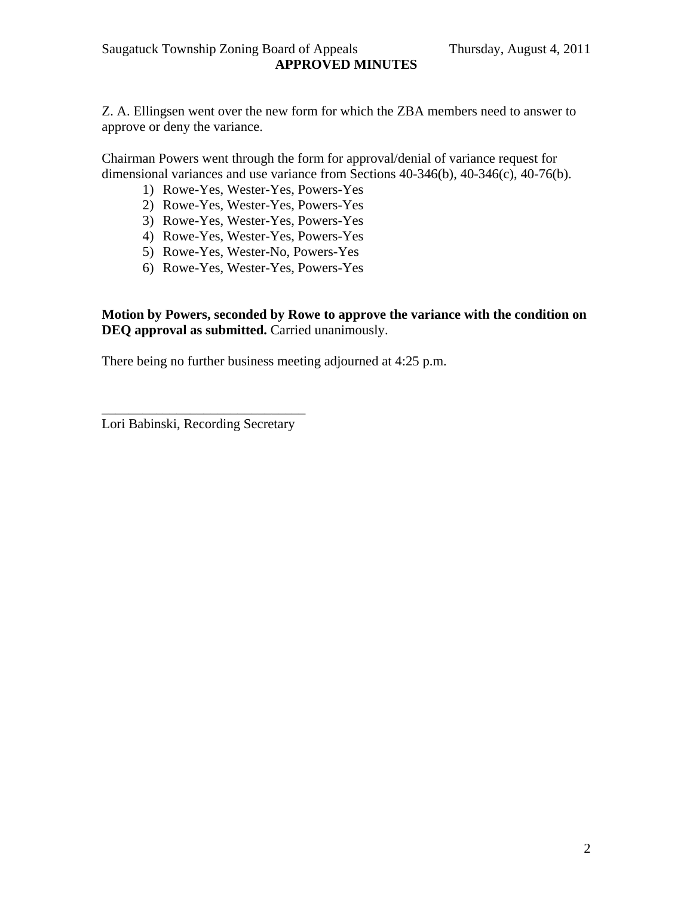Z. A. Ellingsen went over the new form for which the ZBA members need to answer to approve or deny the variance.

Chairman Powers went through the form for approval/denial of variance request for dimensional variances and use variance from Sections 40-346(b), 40-346(c), 40-76(b).

1) Rowe-Yes, Wester-Yes, Powers-Yes
2) Rowe-Yes, Wester-Yes, Powers-Yes
3) Rowe-Yes, Wester-Yes, Powers-Yes
4) Rowe-Yes, Wester-Yes, Powers-Yes
5) Rowe-Yes, Wester-No, Powers-Yes
6) Rowe-Yes, Wester-Yes, Powers-Yes

**Motion by Powers, seconded by Rowe to approve the variance with the condition on DEQ approval as submitted.** Carried unanimously.

There being no further business meeting adjourned at 4:25 p.m.

______________________________
Lori Babinski, Recording Secretary